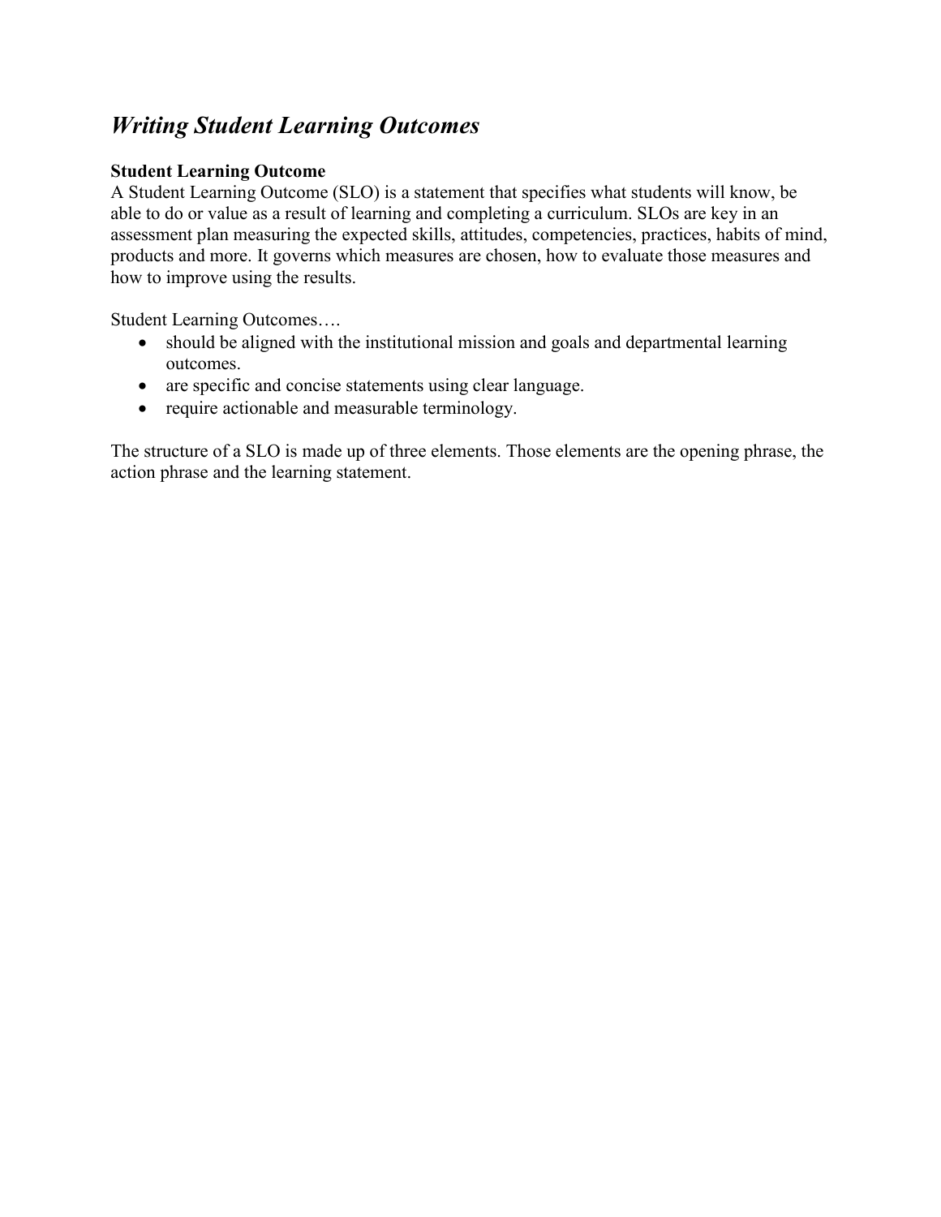# *Writing Student Learning Outcomes*

**Student Learning Outcome**
A Student Learning Outcome (SLO) is a statement that specifies what students will know, be able to do or value as a result of learning and completing a curriculum. SLOs are key in an assessment plan measuring the expected skills, attitudes, competencies, practices, habits of mind, products and more. It governs which measures are chosen, how to evaluate those measures and how to improve using the results.

Student Learning Outcomes….

- should be aligned with the institutional mission and goals and departmental learning outcomes.
- are specific and concise statements using clear language.
- require actionable and measurable terminology.

The structure of a SLO is made up of three elements. Those elements are the opening phrase, the action phrase and the learning statement.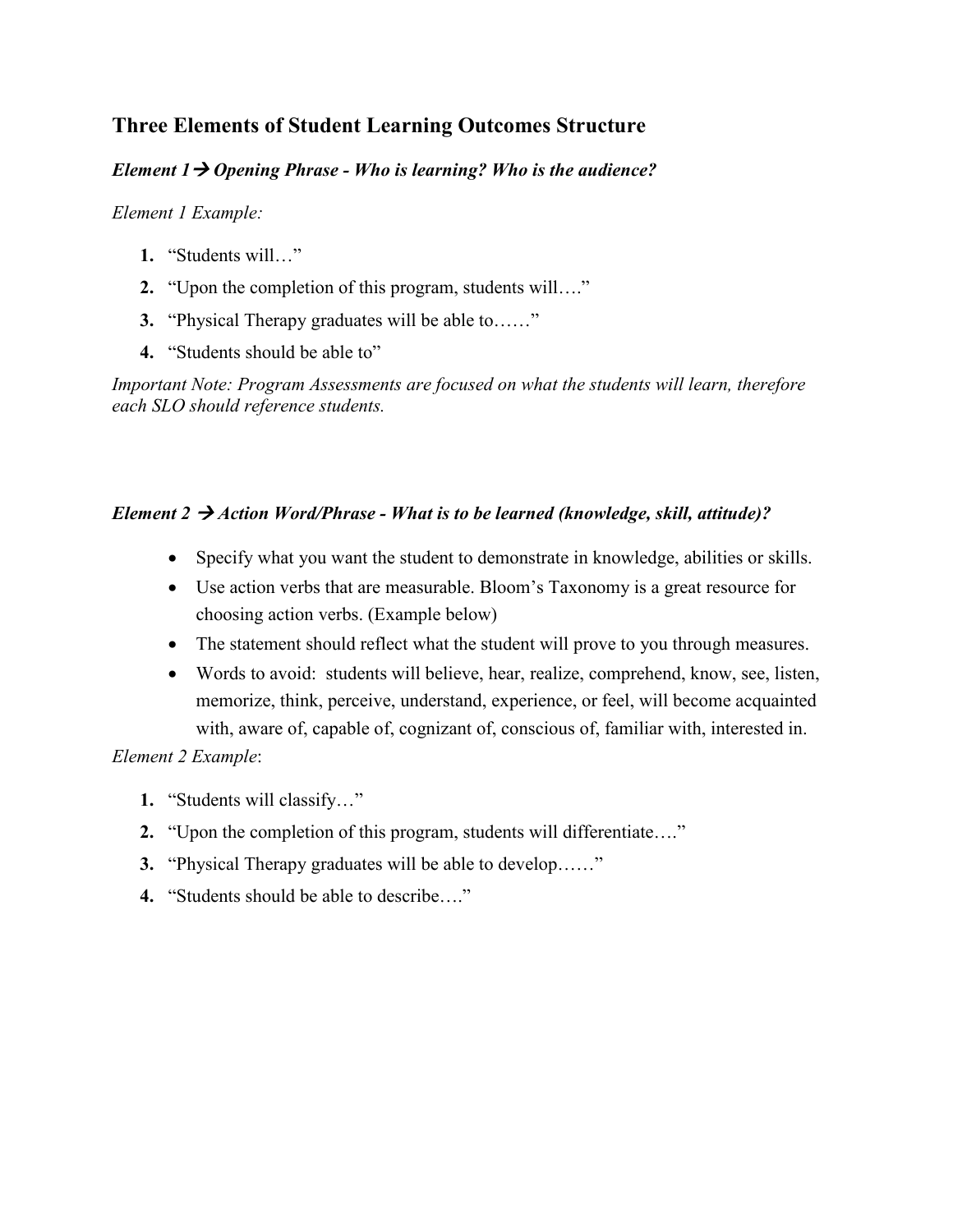## Three Elements of Student Learning Outcomes Structure

### *Element 1→ Opening Phrase - Who is learning? Who is the audience?*

*Element 1 Example:*

1. "Students will…"
2. "Upon the completion of this program, students will…."
3. "Physical Therapy graduates will be able to……"
4. "Students should be able to"

*Important Note: Program Assessments are focused on what the students will learn, therefore each SLO should reference students.*

### *Element 2 → Action Word/Phrase - What is to be learned (knowledge, skill, attitude)?*

- Specify what you want the student to demonstrate in knowledge, abilities or skills.
- Use action verbs that are measurable. Bloom's Taxonomy is a great resource for choosing action verbs. (Example below)
- The statement should reflect what the student will prove to you through measures.
- Words to avoid: students will believe, hear, realize, comprehend, know, see, listen, memorize, think, perceive, understand, experience, or feel, will become acquainted with, aware of, capable of, cognizant of, conscious of, familiar with, interested in.

*Element 2 Example*:

1. "Students will classify…"
2. "Upon the completion of this program, students will differentiate…."
3. "Physical Therapy graduates will be able to develop……"
4. "Students should be able to describe…."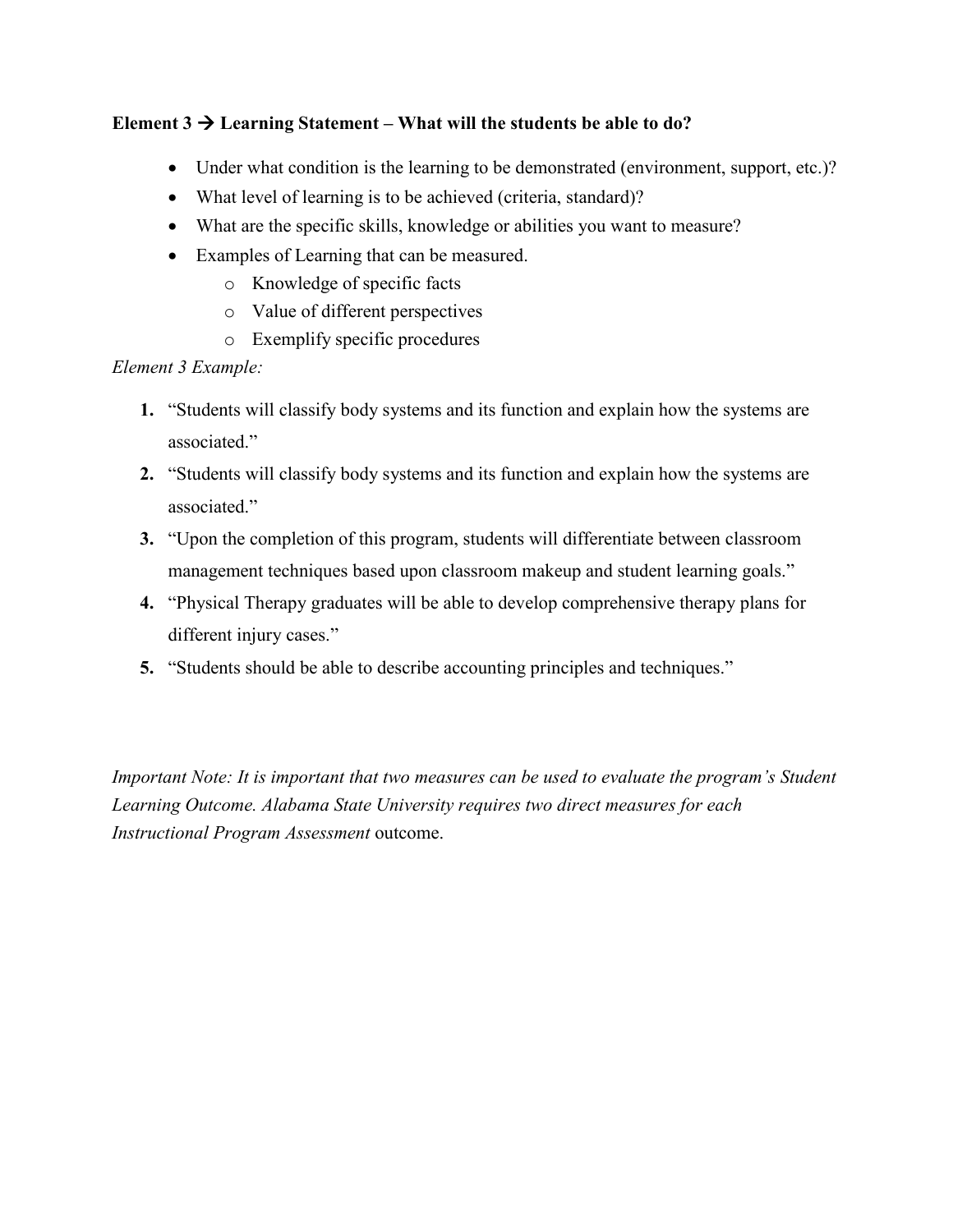**Element 3 → Learning Statement – What will the students be able to do?**

- Under what condition is the learning to be demonstrated (environment, support, etc.)?
- What level of learning is to be achieved (criteria, standard)?
- What are the specific skills, knowledge or abilities you want to measure?
- Examples of Learning that can be measured.
    - Knowledge of specific facts
    - Value of different perspectives
    - Exemplify specific procedures

*Element 3 Example:*

1. "Students will classify body systems and its function and explain how the systems are associated."
2. "Students will classify body systems and its function and explain how the systems are associated."
3. "Upon the completion of this program, students will differentiate between classroom management techniques based upon classroom makeup and student learning goals."
4. "Physical Therapy graduates will be able to develop comprehensive therapy plans for different injury cases."
5. "Students should be able to describe accounting principles and techniques."

*Important Note: It is important that two measures can be used to evaluate the program's Student Learning Outcome. Alabama State University requires two direct measures for each Instructional Program Assessment* outcome.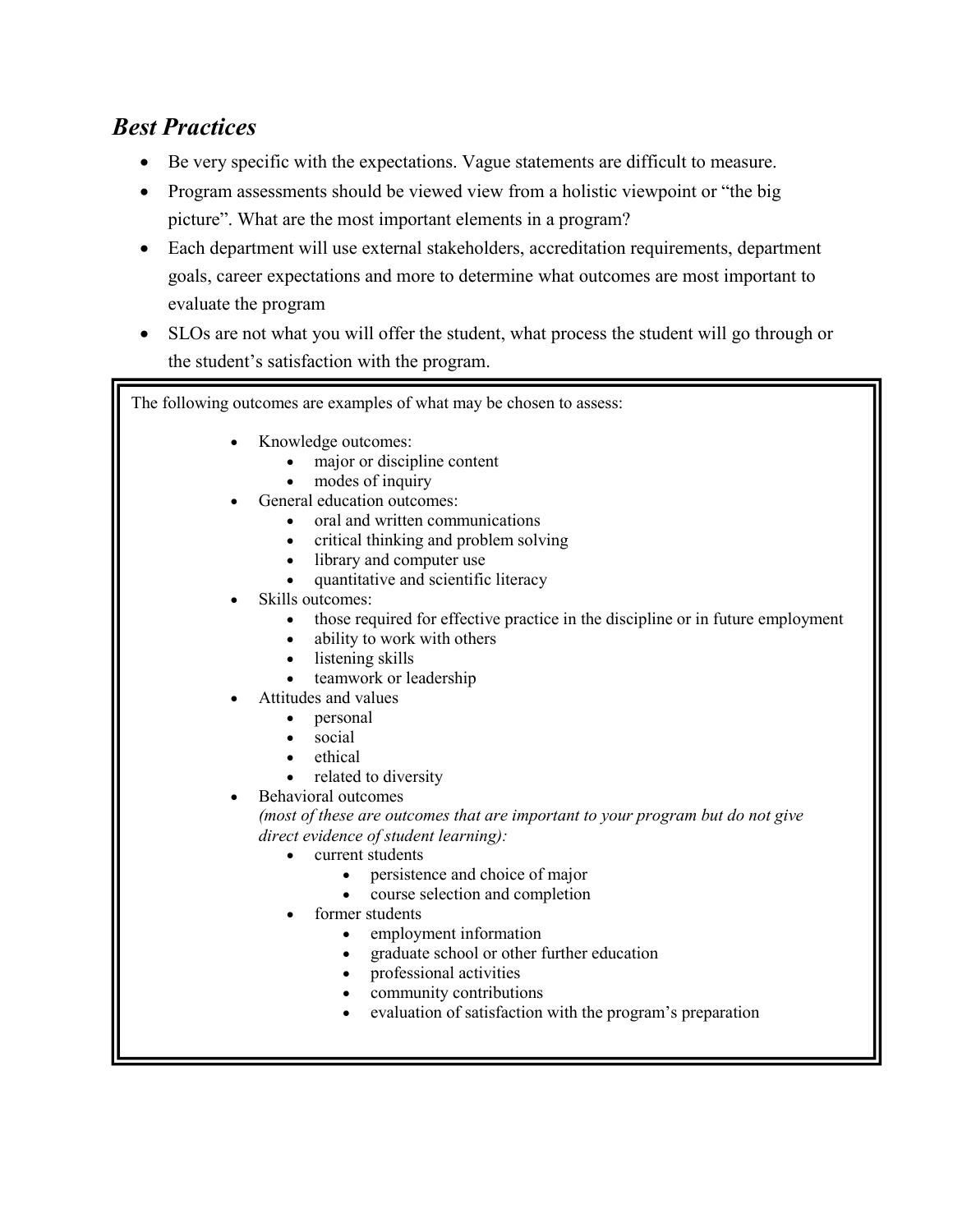## *Best Practices*

- Be very specific with the expectations. Vague statements are difficult to measure.
- Program assessments should be viewed view from a holistic viewpoint or "the big picture". What are the most important elements in a program?
- Each department will use external stakeholders, accreditation requirements, department goals, career expectations and more to determine what outcomes are most important to evaluate the program
- SLOs are not what you will offer the student, what process the student will go through or the student's satisfaction with the program.

The following outcomes are examples of what may be chosen to assess:

- Knowledge outcomes:
  - major or discipline content
  - modes of inquiry
- General education outcomes:
  - oral and written communications
  - critical thinking and problem solving
  - library and computer use
  - quantitative and scientific literacy
- Skills outcomes:
  - those required for effective practice in the discipline or in future employment
  - ability to work with others
  - listening skills
  - teamwork or leadership
- Attitudes and values
  - personal
  - social
  - ethical
  - related to diversity
- Behavioral outcomes
  *(most of these are outcomes that are important to your program but do not give direct evidence of student learning):*
  - current students
    - persistence and choice of major
    - course selection and completion
  - former students
    - employment information
    - graduate school or other further education
    - professional activities
    - community contributions
    - evaluation of satisfaction with the program's preparation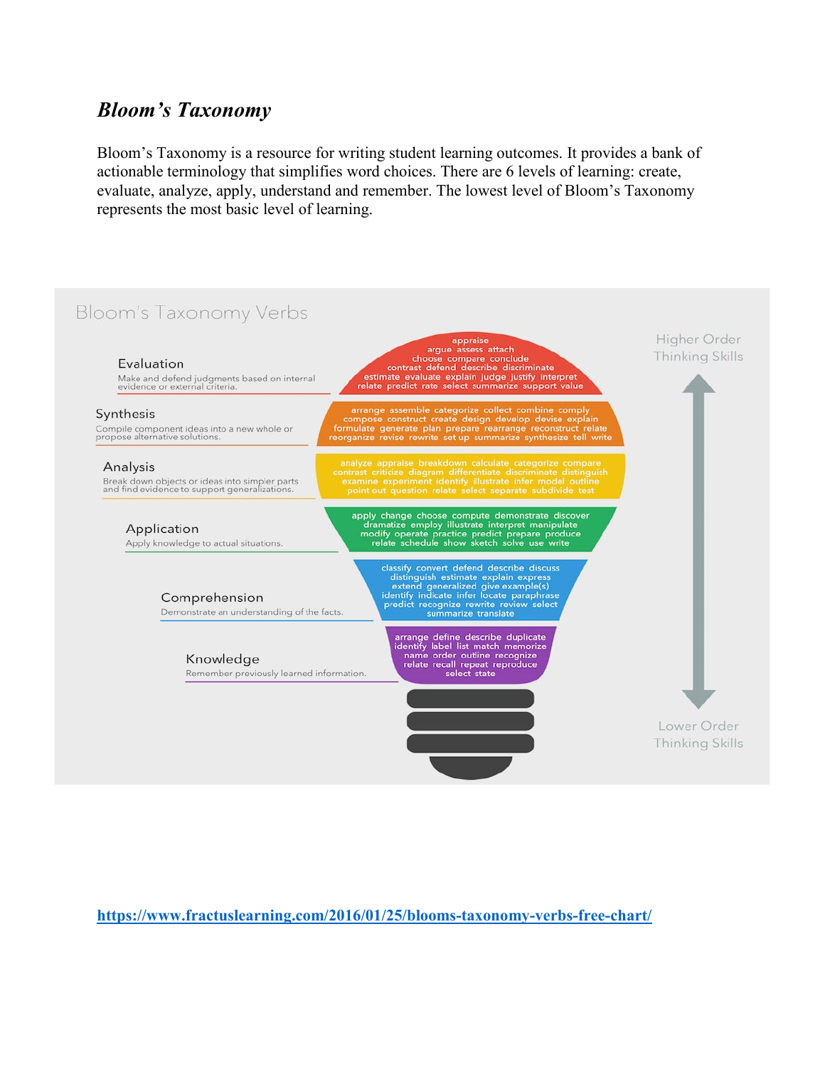## *Bloom's Taxonomy*

Bloom's Taxonomy is a resource for writing student learning outcomes. It provides a bank of actionable terminology that simplifies word choices. There are 6 levels of learning: create, evaluate, analyze, apply, understand and remember. The lowest level of Bloom's Taxonomy represents the most basic level of learning.

Bloom's Taxonomy Verbs

Higher Order Thinking Skills

Evaluation
Make and defend judgments based on internal evidence or external criteria.

appraise argue assess attach choose compare conclude contrast defend describe discriminate estimate evaluate explain judge justify interpret relate predict rate select summarize support value

Synthesis
Compile component ideas into a new whole or propose alternative solutions.

arrange assemble categorize collect combine comply compose construct create design develop devise explain formulate generate plan prepare rearrange reconstruct relate reorganize revise rewrite set up summarize synthesize tell write

Analysis
Break down objects or ideas into simpler parts and find evidence to support generalizations.

analyze appraise breakdown calculate categorize compare contrast criticize diagram differentiate discriminate distinguish examine experiment identify illustrate infer model outline point out question relate select separate subdivide test

Application
Apply knowledge to actual situations.

apply change choose compute demonstrate discover dramatize employ illustrate interpret manipulate modify operate practice predict prepare produce relate schedule show sketch solve use write

Comprehension
Demonstrate an understanding of the facts.

classify convert defend describe discuss distinguish estimate explain express extend generalized give example(s) identify indicate infer locate paraphrase predict recognize rewrite review select summarize translate

Knowledge
Remember previously learned information.

arrange define describe duplicate identify label list match memorize name order outline recognize relate recall repeat reproduce select state

Lower Order Thinking Skills

https://www.fractuslearning.com/2016/01/25/blooms-taxonomy-verbs-free-chart/